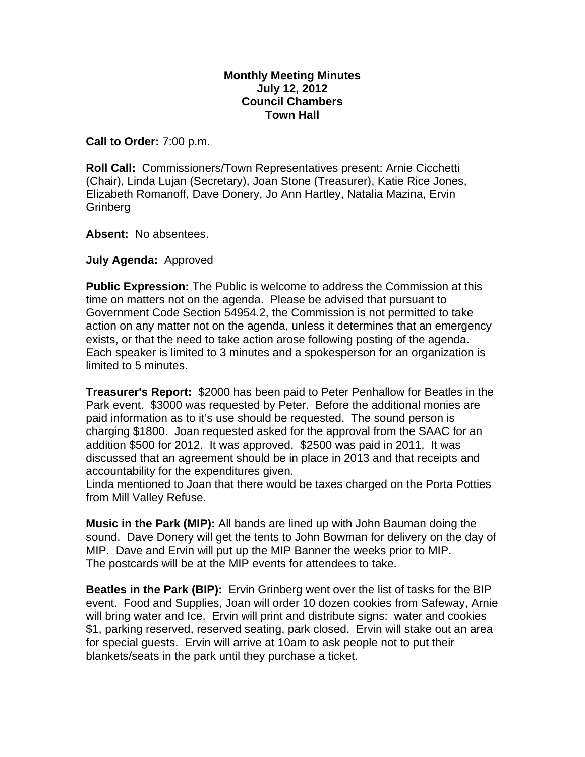**Monthly Meeting Minutes**
**July 12, 2012**
**Council Chambers**
**Town Hall**

**Call to Order:** 7:00 p.m.

**Roll Call:** Commissioners/Town Representatives present: Arnie Cicchetti (Chair), Linda Lujan (Secretary), Joan Stone (Treasurer), Katie Rice Jones, Elizabeth Romanoff, Dave Donery, Jo Ann Hartley, Natalia Mazina, Ervin Grinberg

**Absent:** No absentees.

**July Agenda:** Approved

**Public Expression:** The Public is welcome to address the Commission at this time on matters not on the agenda. Please be advised that pursuant to Government Code Section 54954.2, the Commission is not permitted to take action on any matter not on the agenda, unless it determines that an emergency exists, or that the need to take action arose following posting of the agenda. Each speaker is limited to 3 minutes and a spokesperson for an organization is limited to 5 minutes.

**Treasurer's Report:** $2000 has been paid to Peter Penhallow for Beatles in the Park event. $3000 was requested by Peter. Before the additional monies are paid information as to it's use should be requested. The sound person is charging $1800. Joan requested asked for the approval from the SAAC for an addition $500 for 2012. It was approved. $2500 was paid in 2011. It was discussed that an agreement should be in place in 2013 and that receipts and accountability for the expenditures given.
Linda mentioned to Joan that there would be taxes charged on the Porta Potties from Mill Valley Refuse.

**Music in the Park (MIP):** All bands are lined up with John Bauman doing the sound. Dave Donery will get the tents to John Bowman for delivery on the day of MIP. Dave and Ervin will put up the MIP Banner the weeks prior to MIP.
The postcards will be at the MIP events for attendees to take.

**Beatles in the Park (BIP):** Ervin Grinberg went over the list of tasks for the BIP event. Food and Supplies, Joan will order 10 dozen cookies from Safeway, Arnie will bring water and Ice. Ervin will print and distribute signs: water and cookies $1, parking reserved, reserved seating, park closed. Ervin will stake out an area for special guests. Ervin will arrive at 10am to ask people not to put their blankets/seats in the park until they purchase a ticket.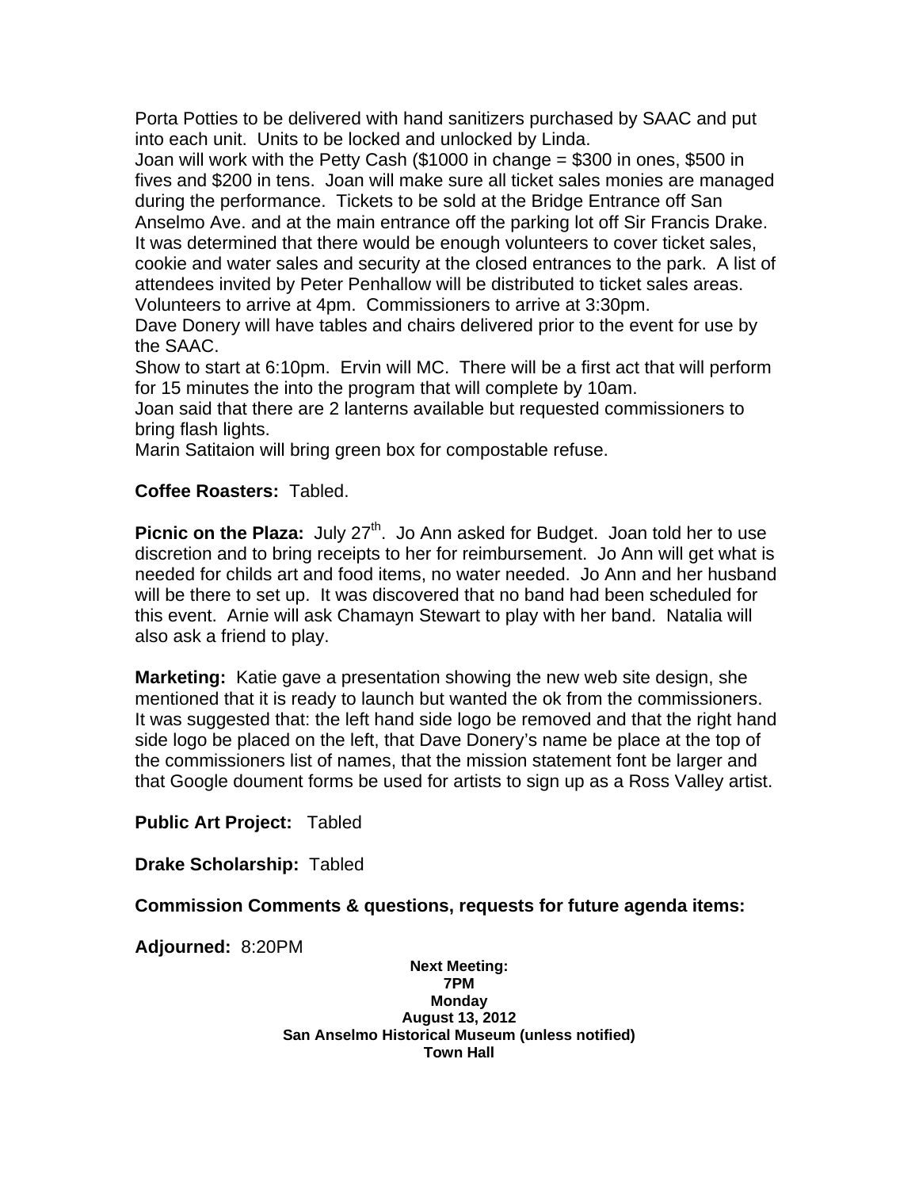Porta Potties to be delivered with hand sanitizers purchased by SAAC and put into each unit. Units to be locked and unlocked by Linda.
Joan will work with the Petty Cash ($1000 in change = $300 in ones, $500 in fives and $200 in tens. Joan will make sure all ticket sales monies are managed during the performance. Tickets to be sold at the Bridge Entrance off San Anselmo Ave. and at the main entrance off the parking lot off Sir Francis Drake. It was determined that there would be enough volunteers to cover ticket sales, cookie and water sales and security at the closed entrances to the park. A list of attendees invited by Peter Penhallow will be distributed to ticket sales areas. Volunteers to arrive at 4pm. Commissioners to arrive at 3:30pm.
Dave Donery will have tables and chairs delivered prior to the event for use by the SAAC.
Show to start at 6:10pm. Ervin will MC. There will be a first act that will perform for 15 minutes the into the program that will complete by 10am.
Joan said that there are 2 lanterns available but requested commissioners to bring flash lights.
Marin Satitaion will bring green box for compostable refuse.

**Coffee Roasters:** Tabled.

**Picnic on the Plaza:** July 27th. Jo Ann asked for Budget. Joan told her to use discretion and to bring receipts to her for reimbursement. Jo Ann will get what is needed for childs art and food items, no water needed. Jo Ann and her husband will be there to set up. It was discovered that no band had been scheduled for this event. Arnie will ask Chamayn Stewart to play with her band. Natalia will also ask a friend to play.

**Marketing:** Katie gave a presentation showing the new web site design, she mentioned that it is ready to launch but wanted the ok from the commissioners. It was suggested that: the left hand side logo be removed and that the right hand side logo be placed on the left, that Dave Donery's name be place at the top of the commissioners list of names, that the mission statement font be larger and that Google doument forms be used for artists to sign up as a Ross Valley artist.

**Public Art Project:** Tabled

**Drake Scholarship:** Tabled

**Commission Comments & questions, requests for future agenda items:**

**Adjourned:** 8:20PM

**Next Meeting:**
**7PM**
**Monday**
**August 13, 2012**
**San Anselmo Historical Museum (unless notified)**
**Town Hall**